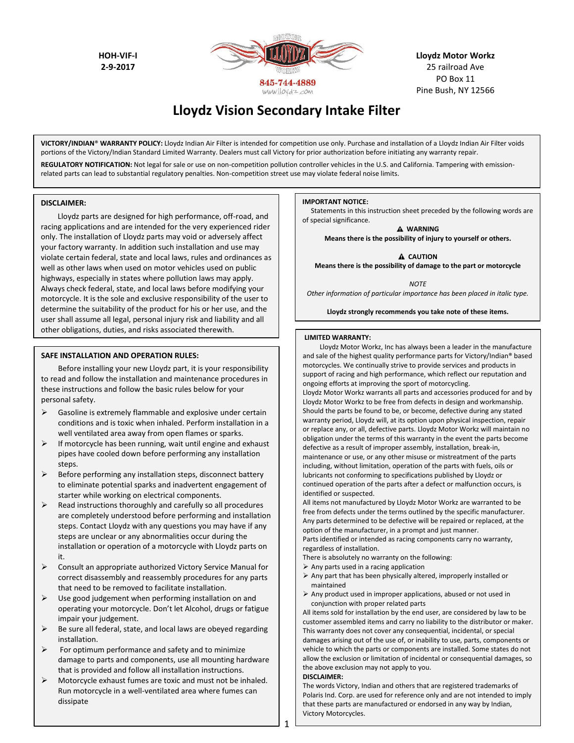HOH-VIF-I
2-9-2017

845-744-4889
www.lloydz.com

**Lloydz Motor Workz**
25 railroad Ave
PO Box 11
Pine Bush, NY 12566

# Lloydz Vision Secondary Intake Filter

**VICTORY/INDIAN® WARRANTY POLICY:** Lloydz Indian Air Filter is intended for competition use only. Purchase and installation of a Lloydz Indian Air Filter voids portions of the Victory/Indian Standard Limited Warranty. Dealers must call Victory for prior authorization before initiating any warranty repair.

**REGULATORY NOTIFICATION:** Not legal for sale or use on non-competition pollution controller vehicles in the U.S. and California. Tampering with emission-related parts can lead to substantial regulatory penalties. Non-competition street use may violate federal noise limits.

**DISCLAIMER:**

Lloydz parts are designed for high performance, off-road, and racing applications and are intended for the very experienced rider only. The installation of Lloydz parts may void or adversely affect your factory warranty. In addition such installation and use may violate certain federal, state and local laws, rules and ordinances as well as other laws when used on motor vehicles used on public highways, especially in states where pollution laws may apply. Always check federal, state, and local laws before modifying your motorcycle. It is the sole and exclusive responsibility of the user to determine the suitability of the product for his or her use, and the user shall assume all legal, personal injury risk and liability and all other obligations, duties, and risks associated therewith.

**SAFE INSTALLATION AND OPERATION RULES:**

Before installing your new Lloydz part, it is your responsibility to read and follow the installation and maintenance procedures in these instructions and follow the basic rules below for your personal safety.

- Gasoline is extremely flammable and explosive under certain conditions and is toxic when inhaled. Perform installation in a well ventilated area away from open flames or sparks.
- If motorcycle has been running, wait until engine and exhaust pipes have cooled down before performing any installation steps.
- Before performing any installation steps, disconnect battery to eliminate potential sparks and inadvertent engagement of starter while working on electrical components.
- Read instructions thoroughly and carefully so all procedures are completely understood before performing and installation steps. Contact Lloydz with any questions you may have if any steps are unclear or any abnormalities occur during the installation or operation of a motorcycle with Lloydz parts on it.
- Consult an appropriate authorized Victory Service Manual for correct disassembly and reassembly procedures for any parts that need to be removed to facilitate installation.
- Use good judgement when performing installation on and operating your motorcycle. Don't let Alcohol, drugs or fatigue impair your judgement.
- Be sure all federal, state, and local laws are obeyed regarding installation.
- For optimum performance and safety and to minimize damage to parts and components, use all mounting hardware that is provided and follow all installation instructions.
- Motorcycle exhaust fumes are toxic and must not be inhaled. Run motorcycle in a well-ventilated area where fumes can dissipate

**IMPORTANT NOTICE:**

Statements in this instruction sheet preceded by the following words are of special significance.

**⚠ WARNING**

**Means there is the possibility of injury to yourself or others.**

**⚠ CAUTION**

**Means there is the possibility of damage to the part or motorcycle**

*NOTE*

*Other information of particular importance has been placed in italic type.*

**Lloydz strongly recommends you take note of these items.**

**LIMITED WARRANTY:**

Lloydz Motor Workz, Inc has always been a leader in the manufacture and sale of the highest quality performance parts for Victory/Indian® based motorcycles. We continually strive to provide services and products in support of racing and high performance, which reflect our reputation and ongoing efforts at improving the sport of motorcycling.

Lloydz Motor Workz warrants all parts and accessories produced for and by Lloydz Motor Workz to be free from defects in design and workmanship. Should the parts be found to be, or become, defective during any stated warranty period, Lloydz will, at its option upon physical inspection, repair or replace any, or all, defective parts. Lloydz Motor Workz will maintain no obligation under the terms of this warranty in the event the parts become defective as a result of improper assembly, installation, break-in, maintenance or use, or any other misuse or mistreatment of the parts including, without limitation, operation of the parts with fuels, oils or lubricants not conforming to specifications published by Lloydz or continued operation of the parts after a defect or malfunction occurs, is identified or suspected.

All items not manufactured by Lloydz Motor Workz are warranted to be free from defects under the terms outlined by the specific manufacturer. Any parts determined to be defective will be repaired or replaced, at the option of the manufacturer, in a prompt and just manner.

Parts identified or intended as racing components carry no warranty, regardless of installation.

There is absolutely no warranty on the following:

- Any parts used in a racing application
- Any part that has been physically altered, improperly installed or maintained
- Any product used in improper applications, abused or not used in conjunction with proper related parts

All items sold for installation by the end user, are considered by law to be customer assembled items and carry no liability to the distributor or maker. This warranty does not cover any consequential, incidental, or special damages arising out of the use of, or inability to use, parts, components or vehicle to which the parts or components are installed. Some states do not allow the exclusion or limitation of incidental or consequential damages, so the above exclusion may not apply to you.

**DISCLAIMER:**

The words Victory, Indian and others that are registered trademarks of Polaris Ind. Corp. are used for reference only and are not intended to imply that these parts are manufactured or endorsed in any way by Indian, Victory Motorcycles.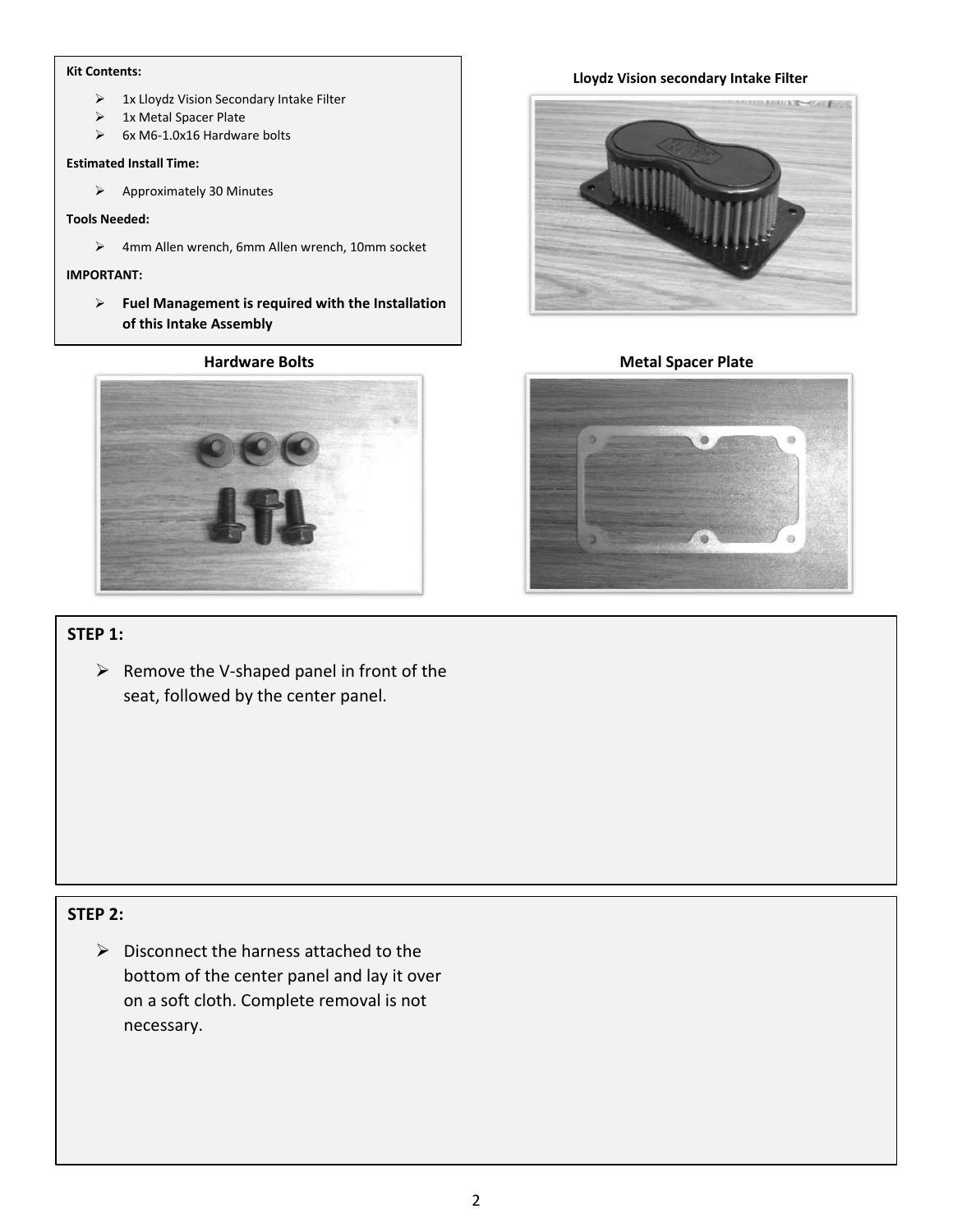**Kit Contents:**

- 1x Lloydz Vision Secondary Intake Filter
- 1x Metal Spacer Plate
- 6x M6-1.0x16 Hardware bolts

**Estimated Install Time:**

- Approximately 30 Minutes

**Tools Needed:**

- 4mm Allen wrench, 6mm Allen wrench, 10mm socket

**IMPORTANT:**

- **Fuel Management is required with the Installation of this Intake Assembly**

**Lloydz Vision secondary Intake Filter**

**Hardware Bolts**

**Metal Spacer Plate**

**STEP 1:**

- Remove the V-shaped panel in front of the seat, followed by the center panel.

**STEP 2:**

- Disconnect the harness attached to the bottom of the center panel and lay it over on a soft cloth. Complete removal is not necessary.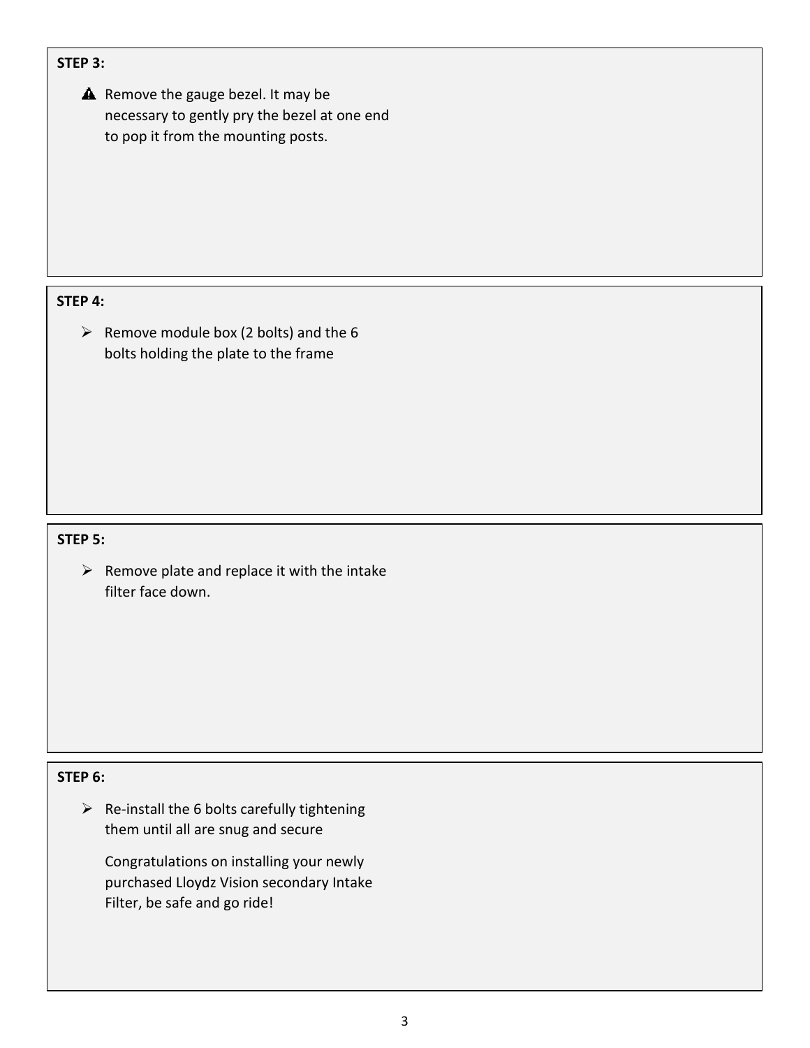**STEP 3:**

- ▲ Remove the gauge bezel. It may be necessary to gently pry the bezel at one end to pop it from the mounting posts.

**STEP 4:**

- Remove module box (2 bolts) and the 6 bolts holding the plate to the frame

**STEP 5:**

- Remove plate and replace it with the intake filter face down.

**STEP 6:**

- Re-install the 6 bolts carefully tightening them until all are snug and secure

Congratulations on installing your newly purchased Lloydz Vision secondary Intake Filter, be safe and go ride!